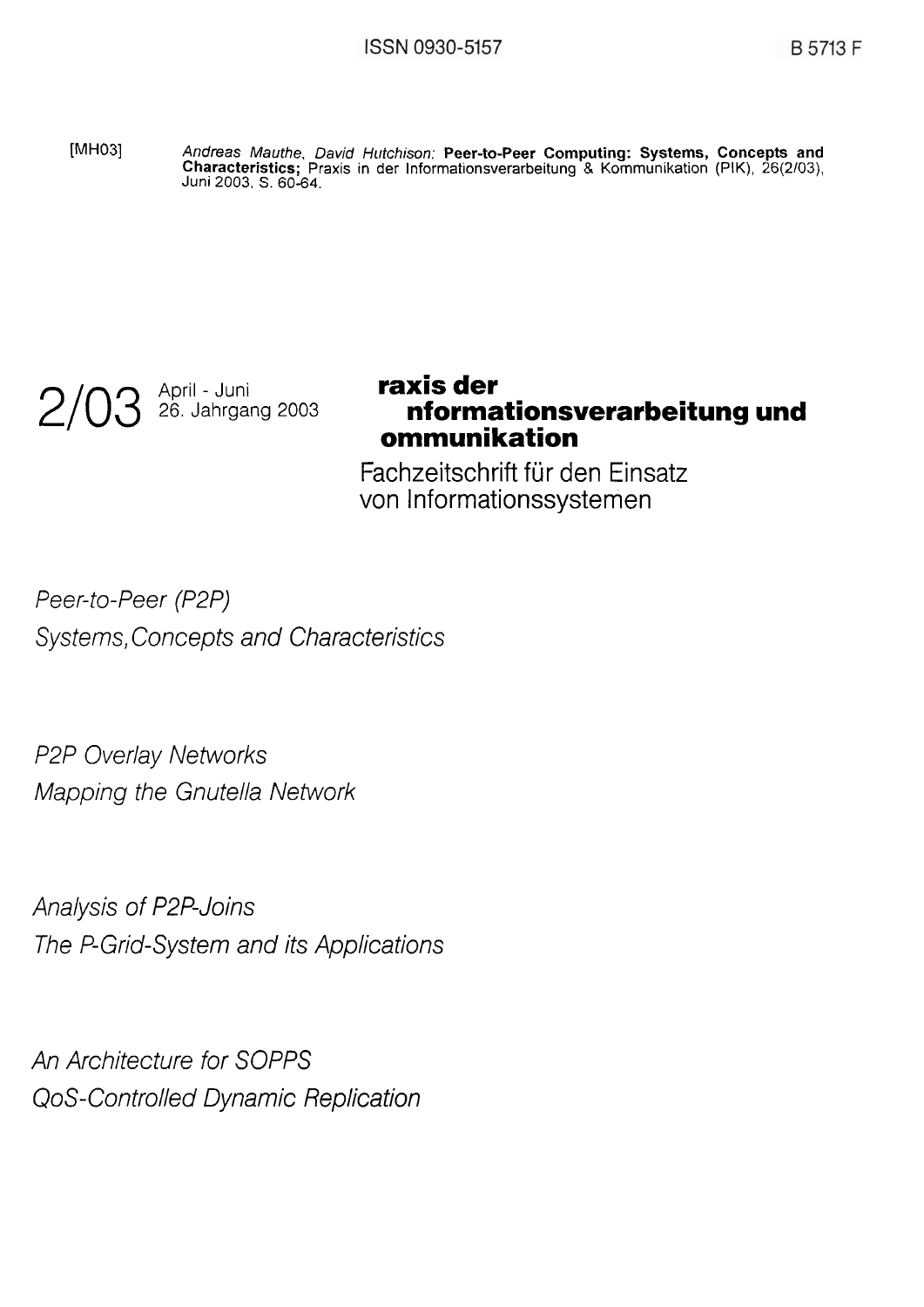ISSN 0930-5157 B 5713 F

[MH03] *Andreas Mauthe, David Hutchison:* **Peer-to-Peer Computing: Systems, Concepts and Characteristics;** Praxis in der Informationsverarbeitung & Kommunikation (PIK), 26(2/03), Juni 2003, S. 60-64.

2/03 April - Juni 26. Jahrgang 2003

# raxis der nformationsverarbeitung und ommunikation

Fachzeitschrift für den Einsatz von Informationssystemen

*Peer-to-Peer (P2P)*
*Systems,Concepts and Characteristics*

*P2P Overlay Networks*
*Mapping the Gnutella Network*

*Analysis of P2P-Joins*
*The P-Grid-System and its Applications*

*An Architecture for SOPPS*
*QoS-Controlled Dynamic Replication*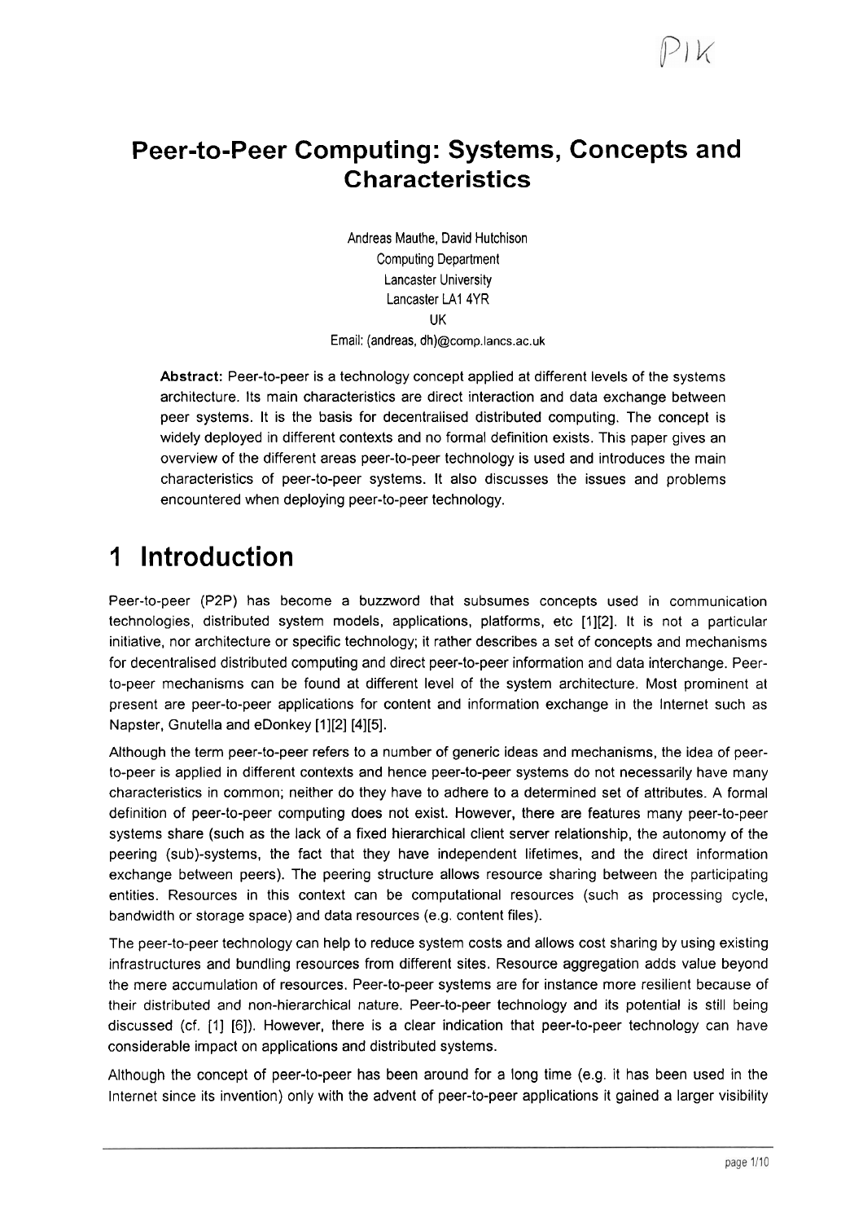# Peer-to-Peer Computing: Systems, Concepts and Characteristics

Andreas Mauthe, David Hutchison
Computing Department
Lancaster University
Lancaster LA1 4YR
UK
Email: (andreas, dh)@comp.lancs.ac.uk

**Abstract:** Peer-to-peer is a technology concept applied at different levels of the systems architecture. Its main characteristics are direct interaction and data exchange between peer systems. It is the basis for decentralised distributed computing. The concept is widely deployed in different contexts and no formal definition exists. This paper gives an overview of the different areas peer-to-peer technology is used and introduces the main characteristics of peer-to-peer systems. It also discusses the issues and problems encountered when deploying peer-to-peer technology.

# 1 Introduction

Peer-to-peer (P2P) has become a buzzword that subsumes concepts used in communication technologies, distributed system models, applications, platforms, etc [1][2]. It is not a particular initiative, nor architecture or specific technology; it rather describes a set of concepts and mechanisms for decentralised distributed computing and direct peer-to-peer information and data interchange. Peer-to-peer mechanisms can be found at different level of the system architecture. Most prominent at present are peer-to-peer applications for content and information exchange in the Internet such as Napster, Gnutella and eDonkey [1][2] [4][5].

Although the term peer-to-peer refers to a number of generic ideas and mechanisms, the idea of peer-to-peer is applied in different contexts and hence peer-to-peer systems do not necessarily have many characteristics in common; neither do they have to adhere to a determined set of attributes. A formal definition of peer-to-peer computing does not exist. However, there are features many peer-to-peer systems share (such as the lack of a fixed hierarchical client server relationship, the autonomy of the peering (sub)-systems, the fact that they have independent lifetimes, and the direct information exchange between peers). The peering structure allows resource sharing between the participating entities. Resources in this context can be computational resources (such as processing cycle, bandwidth or storage space) and data resources (e.g. content files).

The peer-to-peer technology can help to reduce system costs and allows cost sharing by using existing infrastructures and bundling resources from different sites. Resource aggregation adds value beyond the mere accumulation of resources. Peer-to-peer systems are for instance more resilient because of their distributed and non-hierarchical nature. Peer-to-peer technology and its potential is still being discussed (cf. [1] [6]). However, there is a clear indication that peer-to-peer technology can have considerable impact on applications and distributed systems.

Although the concept of peer-to-peer has been around for a long time (e.g. it has been used in the Internet since its invention) only with the advent of peer-to-peer applications it gained a larger visibility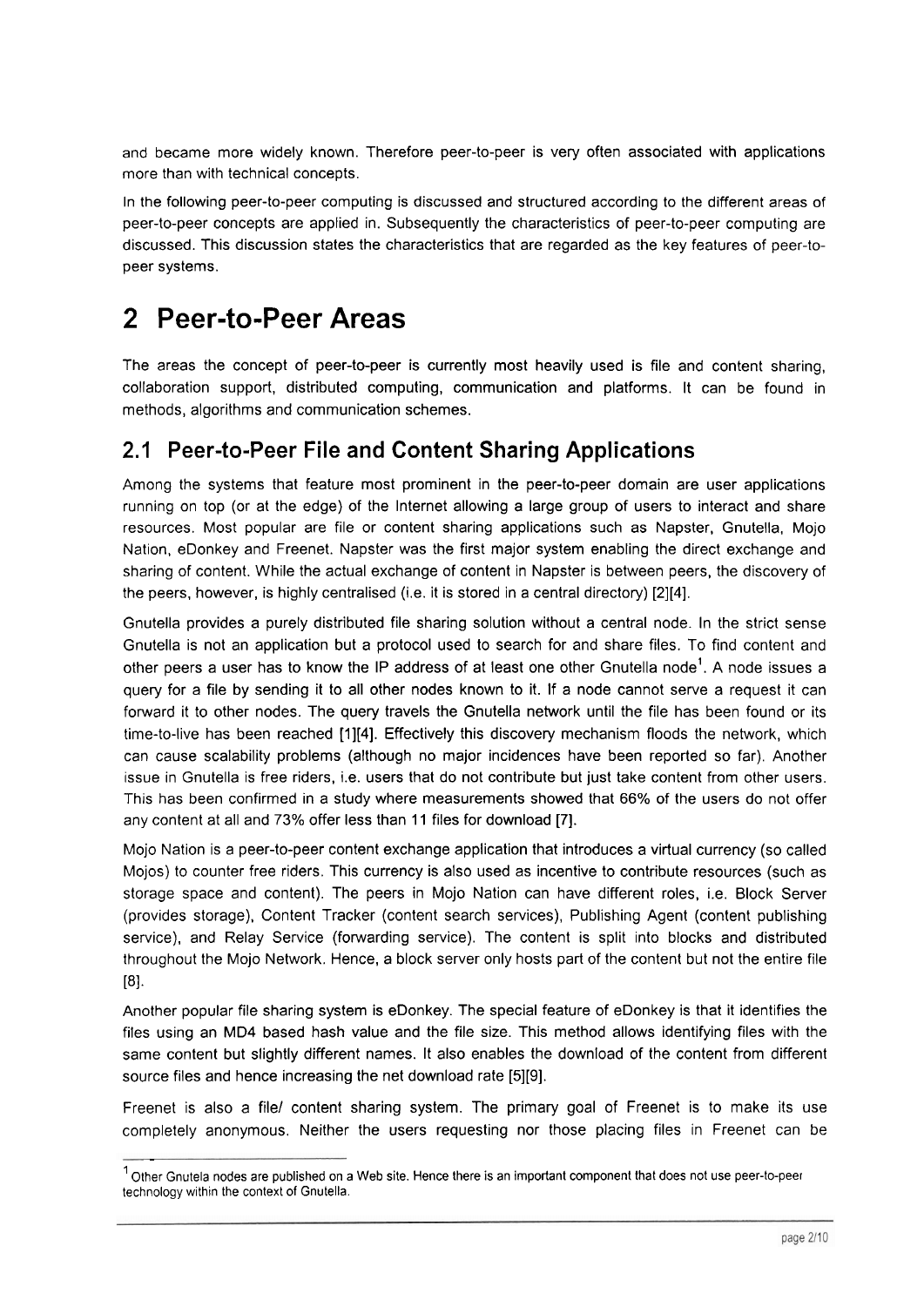and became more widely known. Therefore peer-to-peer is very often associated with applications more than with technical concepts.

In the following peer-to-peer computing is discussed and structured according to the different areas of peer-to-peer concepts are applied in. Subsequently the characteristics of peer-to-peer computing are discussed. This discussion states the characteristics that are regarded as the key features of peer-to-peer systems.

# 2 Peer-to-Peer Areas

The areas the concept of peer-to-peer is currently most heavily used is file and content sharing, collaboration support, distributed computing, communication and platforms. It can be found in methods, algorithms and communication schemes.

## 2.1 Peer-to-Peer File and Content Sharing Applications

Among the systems that feature most prominent in the peer-to-peer domain are user applications running on top (or at the edge) of the Internet allowing a large group of users to interact and share resources. Most popular are file or content sharing applications such as Napster, Gnutella, Mojo Nation, eDonkey and Freenet. Napster was the first major system enabling the direct exchange and sharing of content. While the actual exchange of content in Napster is between peers, the discovery of the peers, however, is highly centralised (i.e. it is stored in a central directory) [2][4].

Gnutella provides a purely distributed file sharing solution without a central node. In the strict sense Gnutella is not an application but a protocol used to search for and share files. To find content and other peers a user has to know the IP address of at least one other Gnutella node[1]. A node issues a query for a file by sending it to all other nodes known to it. If a node cannot serve a request it can forward it to other nodes. The query travels the Gnutella network until the file has been found or its time-to-live has been reached [1][4]. Effectively this discovery mechanism floods the network, which can cause scalability problems (although no major incidences have been reported so far). Another issue in Gnutella is free riders, i.e. users that do not contribute but just take content from other users. This has been confirmed in a study where measurements showed that 66% of the users do not offer any content at all and 73% offer less than 11 files for download [7].

Mojo Nation is a peer-to-peer content exchange application that introduces a virtual currency (so called Mojos) to counter free riders. This currency is also used as incentive to contribute resources (such as storage space and content). The peers in Mojo Nation can have different roles, i.e. Block Server (provides storage), Content Tracker (content search services), Publishing Agent (content publishing service), and Relay Service (forwarding service). The content is split into blocks and distributed throughout the Mojo Network. Hence, a block server only hosts part of the content but not the entire file [8].

Another popular file sharing system is eDonkey. The special feature of eDonkey is that it identifies the files using an MD4 based hash value and the file size. This method allows identifying files with the same content but slightly different names. It also enables the download of the content from different source files and hence increasing the net download rate [5][9].

Freenet is also a file/ content sharing system. The primary goal of Freenet is to make its use completely anonymous. Neither the users requesting nor those placing files in Freenet can be

---

[1] Other Gnutela nodes are published on a Web site. Hence there is an important component that does not use peer-to-peer technology within the context of Gnutella.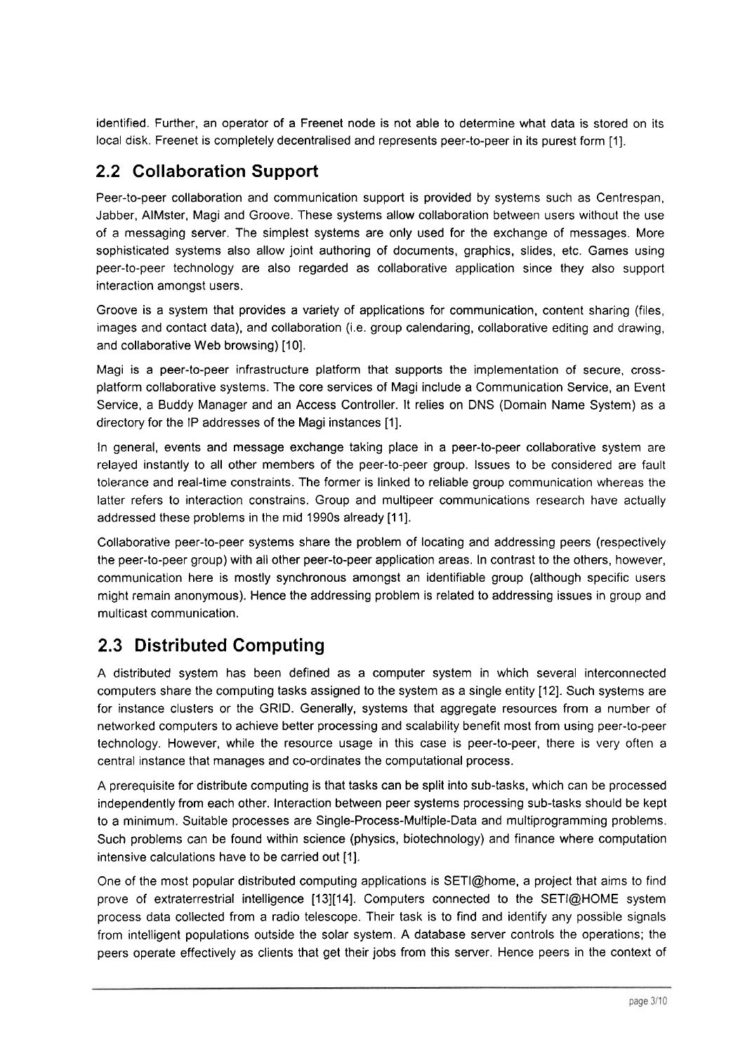identified. Further, an operator of a Freenet node is not able to determine what data is stored on its local disk. Freenet is completely decentralised and represents peer-to-peer in its purest form [1].

## 2.2 Collaboration Support

Peer-to-peer collaboration and communication support is provided by systems such as Centrespan, Jabber, AIMster, Magi and Groove. These systems allow collaboration between users without the use of a messaging server. The simplest systems are only used for the exchange of messages. More sophisticated systems also allow joint authoring of documents, graphics, slides, etc. Games using peer-to-peer technology are also regarded as collaborative application since they also support interaction amongst users.

Groove is a system that provides a variety of applications for communication, content sharing (files, images and contact data), and collaboration (i.e. group calendaring, collaborative editing and drawing, and collaborative Web browsing) [10].

Magi is a peer-to-peer infrastructure platform that supports the implementation of secure, cross-platform collaborative systems. The core services of Magi include a Communication Service, an Event Service, a Buddy Manager and an Access Controller. It relies on DNS (Domain Name System) as a directory for the IP addresses of the Magi instances [1].

In general, events and message exchange taking place in a peer-to-peer collaborative system are relayed instantly to all other members of the peer-to-peer group. Issues to be considered are fault tolerance and real-time constraints. The former is linked to reliable group communication whereas the latter refers to interaction constrains. Group and multipeer communications research have actually addressed these problems in the mid 1990s already [11].

Collaborative peer-to-peer systems share the problem of locating and addressing peers (respectively the peer-to-peer group) with all other peer-to-peer application areas. In contrast to the others, however, communication here is mostly synchronous amongst an identifiable group (although specific users might remain anonymous). Hence the addressing problem is related to addressing issues in group and multicast communication.

## 2.3 Distributed Computing

A distributed system has been defined as a computer system in which several interconnected computers share the computing tasks assigned to the system as a single entity [12]. Such systems are for instance clusters or the GRID. Generally, systems that aggregate resources from a number of networked computers to achieve better processing and scalability benefit most from using peer-to-peer technology. However, while the resource usage in this case is peer-to-peer, there is very often a central instance that manages and co-ordinates the computational process.

A prerequisite for distribute computing is that tasks can be split into sub-tasks, which can be processed independently from each other. Interaction between peer systems processing sub-tasks should be kept to a minimum. Suitable processes are Single-Process-Multiple-Data and multiprogramming problems. Such problems can be found within science (physics, biotechnology) and finance where computation intensive calculations have to be carried out [1].

One of the most popular distributed computing applications is SETI@home, a project that aims to find prove of extraterrestrial intelligence [13][14]. Computers connected to the SETI@HOME system process data collected from a radio telescope. Their task is to find and identify any possible signals from intelligent populations outside the solar system. A database server controls the operations; the peers operate effectively as clients that get their jobs from this server. Hence peers in the context of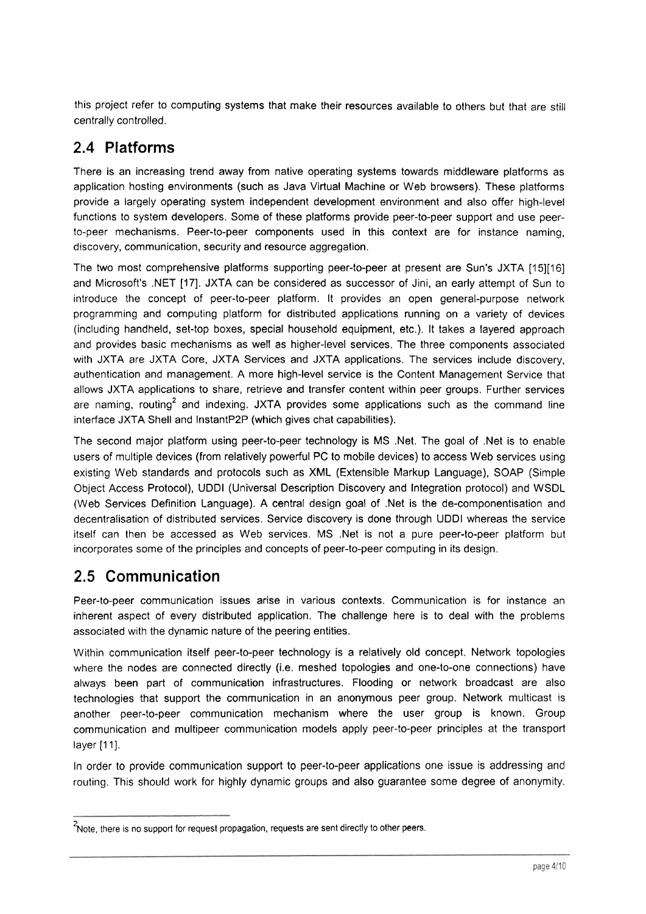this project refer to computing systems that make their resources available to others but that are still centrally controlled.

## 2.4 Platforms

There is an increasing trend away from native operating systems towards middleware platforms as application hosting environments (such as Java Virtual Machine or Web browsers). These platforms provide a largely operating system independent development environment and also offer high-level functions to system developers. Some of these platforms provide peer-to-peer support and use peer-to-peer mechanisms. Peer-to-peer components used in this context are for instance naming, discovery, communication, security and resource aggregation.

The two most comprehensive platforms supporting peer-to-peer at present are Sun's JXTA [15][16] and Microsoft's .NET [17]. JXTA can be considered as successor of Jini, an early attempt of Sun to introduce the concept of peer-to-peer platform. It provides an open general-purpose network programming and computing platform for distributed applications running on a variety of devices (including handheld, set-top boxes, special household equipment, etc.). It takes a layered approach and provides basic mechanisms as well as higher-level services. The three components associated with JXTA are JXTA Core, JXTA Services and JXTA applications. The services include discovery, authentication and management. A more high-level service is the Content Management Service that allows JXTA applications to share, retrieve and transfer content within peer groups. Further services are naming, routing[2] and indexing. JXTA provides some applications such as the command line interface JXTA Shell and InstantP2P (which gives chat capabilities).

The second major platform using peer-to-peer technology is MS .Net. The goal of .Net is to enable users of multiple devices (from relatively powerful PC to mobile devices) to access Web services using existing Web standards and protocols such as XML (Extensible Markup Language), SOAP (Simple Object Access Protocol), UDDI (Universal Description Discovery and Integration protocol) and WSDL (Web Services Definition Language). A central design goal of .Net is the de-componentisation and decentralisation of distributed services. Service discovery is done through UDDI whereas the service itself can then be accessed as Web services. MS .Net is not a pure peer-to-peer platform but incorporates some of the principles and concepts of peer-to-peer computing in its design.

## 2.5 Communication

Peer-to-peer communication issues arise in various contexts. Communication is for instance an inherent aspect of every distributed application. The challenge here is to deal with the problems associated with the dynamic nature of the peering entities.

Within communication itself peer-to-peer technology is a relatively old concept. Network topologies where the nodes are connected directly (i.e. meshed topologies and one-to-one connections) have always been part of communication infrastructures. Flooding or network broadcast are also technologies that support the communication in an anonymous peer group. Network multicast is another peer-to-peer communication mechanism where the user group is known. Group communication and multipeer communication models apply peer-to-peer principles at the transport layer [11].

In order to provide communication support to peer-to-peer applications one issue is addressing and routing. This should work for highly dynamic groups and also guarantee some degree of anonymity.

[2] Note, there is no support for request propagation, requests are sent directly to other peers.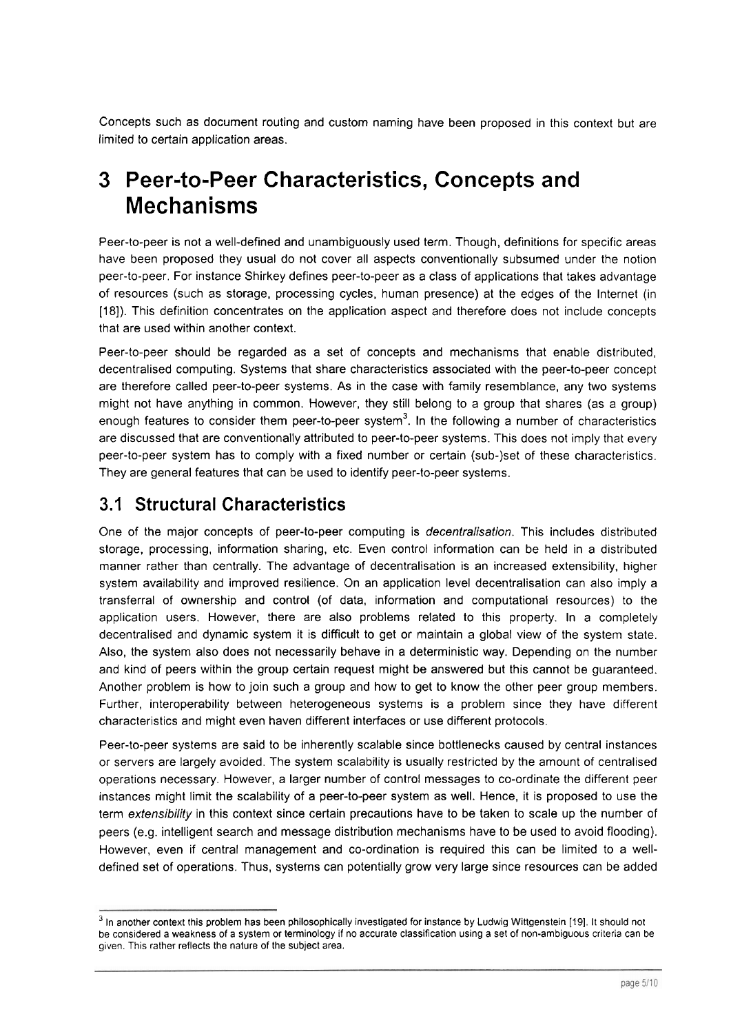Concepts such as document routing and custom naming have been proposed in this context but are limited to certain application areas.

# 3 Peer-to-Peer Characteristics, Concepts and Mechanisms

Peer-to-peer is not a well-defined and unambiguously used term. Though, definitions for specific areas have been proposed they usual do not cover all aspects conventionally subsumed under the notion peer-to-peer. For instance Shirkey defines peer-to-peer as a class of applications that takes advantage of resources (such as storage, processing cycles, human presence) at the edges of the Internet (in [18]). This definition concentrates on the application aspect and therefore does not include concepts that are used within another context.

Peer-to-peer should be regarded as a set of concepts and mechanisms that enable distributed, decentralised computing. Systems that share characteristics associated with the peer-to-peer concept are therefore called peer-to-peer systems. As in the case with family resemblance, any two systems might not have anything in common. However, they still belong to a group that shares (as a group) enough features to consider them peer-to-peer system[3]. In the following a number of characteristics are discussed that are conventionally attributed to peer-to-peer systems. This does not imply that every peer-to-peer system has to comply with a fixed number or certain (sub-)set of these characteristics. They are general features that can be used to identify peer-to-peer systems.

## 3.1 Structural Characteristics

One of the major concepts of peer-to-peer computing is *decentralisation*. This includes distributed storage, processing, information sharing, etc. Even control information can be held in a distributed manner rather than centrally. The advantage of decentralisation is an increased extensibility, higher system availability and improved resilience. On an application level decentralisation can also imply a transferral of ownership and control (of data, information and computational resources) to the application users. However, there are also problems related to this property. In a completely decentralised and dynamic system it is difficult to get or maintain a global view of the system state. Also, the system also does not necessarily behave in a deterministic way. Depending on the number and kind of peers within the group certain request might be answered but this cannot be guaranteed. Another problem is how to join such a group and how to get to know the other peer group members. Further, interoperability between heterogeneous systems is a problem since they have different characteristics and might even haven different interfaces or use different protocols.

Peer-to-peer systems are said to be inherently scalable since bottlenecks caused by central instances or servers are largely avoided. The system scalability is usually restricted by the amount of centralised operations necessary. However, a larger number of control messages to co-ordinate the different peer instances might limit the scalability of a peer-to-peer system as well. Hence, it is proposed to use the term *extensibility* in this context since certain precautions have to be taken to scale up the number of peers (e.g. intelligent search and message distribution mechanisms have to be used to avoid flooding). However, even if central management and co-ordination is required this can be limited to a well-defined set of operations. Thus, systems can potentially grow very large since resources can be added

[3] In another context this problem has been philosophically investigated for instance by Ludwig Wittgenstein [19]. It should not be considered a weakness of a system or terminology if no accurate classification using a set of non-ambiguous criteria can be given. This rather reflects the nature of the subject area.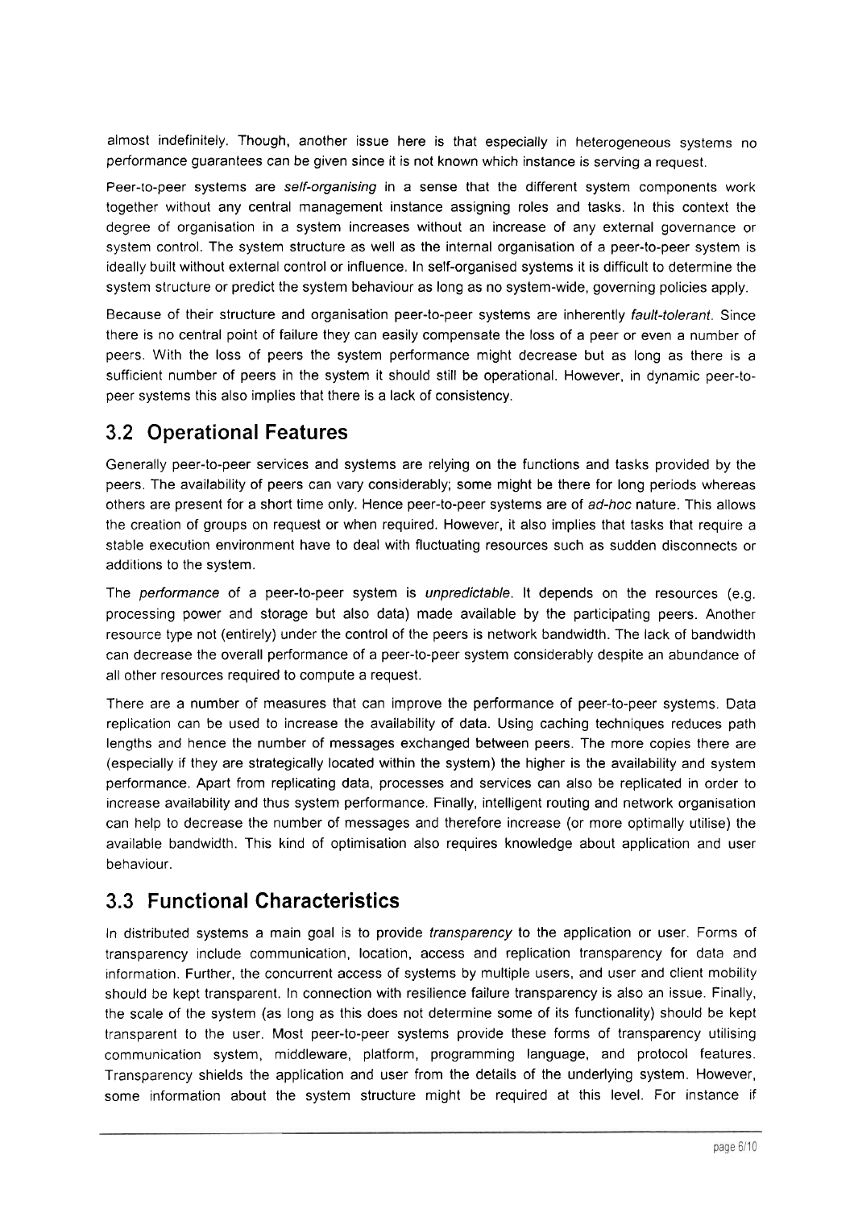almost indefinitely. Though, another issue here is that especially in heterogeneous systems no performance guarantees can be given since it is not known which instance is serving a request.

Peer-to-peer systems are *self-organising* in a sense that the different system components work together without any central management instance assigning roles and tasks. In this context the degree of organisation in a system increases without an increase of any external governance or system control. The system structure as well as the internal organisation of a peer-to-peer system is ideally built without external control or influence. In self-organised systems it is difficult to determine the system structure or predict the system behaviour as long as no system-wide, governing policies apply.

Because of their structure and organisation peer-to-peer systems are inherently *fault-tolerant*. Since there is no central point of failure they can easily compensate the loss of a peer or even a number of peers. With the loss of peers the system performance might decrease but as long as there is a sufficient number of peers in the system it should still be operational. However, in dynamic peer-to-peer systems this also implies that there is a lack of consistency.

## 3.2 Operational Features

Generally peer-to-peer services and systems are relying on the functions and tasks provided by the peers. The availability of peers can vary considerably; some might be there for long periods whereas others are present for a short time only. Hence peer-to-peer systems are of *ad-hoc* nature. This allows the creation of groups on request or when required. However, it also implies that tasks that require a stable execution environment have to deal with fluctuating resources such as sudden disconnects or additions to the system.

The *performance* of a peer-to-peer system is *unpredictable*. It depends on the resources (e.g. processing power and storage but also data) made available by the participating peers. Another resource type not (entirely) under the control of the peers is network bandwidth. The lack of bandwidth can decrease the overall performance of a peer-to-peer system considerably despite an abundance of all other resources required to compute a request.

There are a number of measures that can improve the performance of peer-to-peer systems. Data replication can be used to increase the availability of data. Using caching techniques reduces path lengths and hence the number of messages exchanged between peers. The more copies there are (especially if they are strategically located within the system) the higher is the availability and system performance. Apart from replicating data, processes and services can also be replicated in order to increase availability and thus system performance. Finally, intelligent routing and network organisation can help to decrease the number of messages and therefore increase (or more optimally utilise) the available bandwidth. This kind of optimisation also requires knowledge about application and user behaviour.

## 3.3 Functional Characteristics

In distributed systems a main goal is to provide *transparency* to the application or user. Forms of transparency include communication, location, access and replication transparency for data and information. Further, the concurrent access of systems by multiple users, and user and client mobility should be kept transparent. In connection with resilience failure transparency is also an issue. Finally, the scale of the system (as long as this does not determine some of its functionality) should be kept transparent to the user. Most peer-to-peer systems provide these forms of transparency utilising communication system, middleware, platform, programming language, and protocol features. Transparency shields the application and user from the details of the underlying system. However, some information about the system structure might be required at this level. For instance if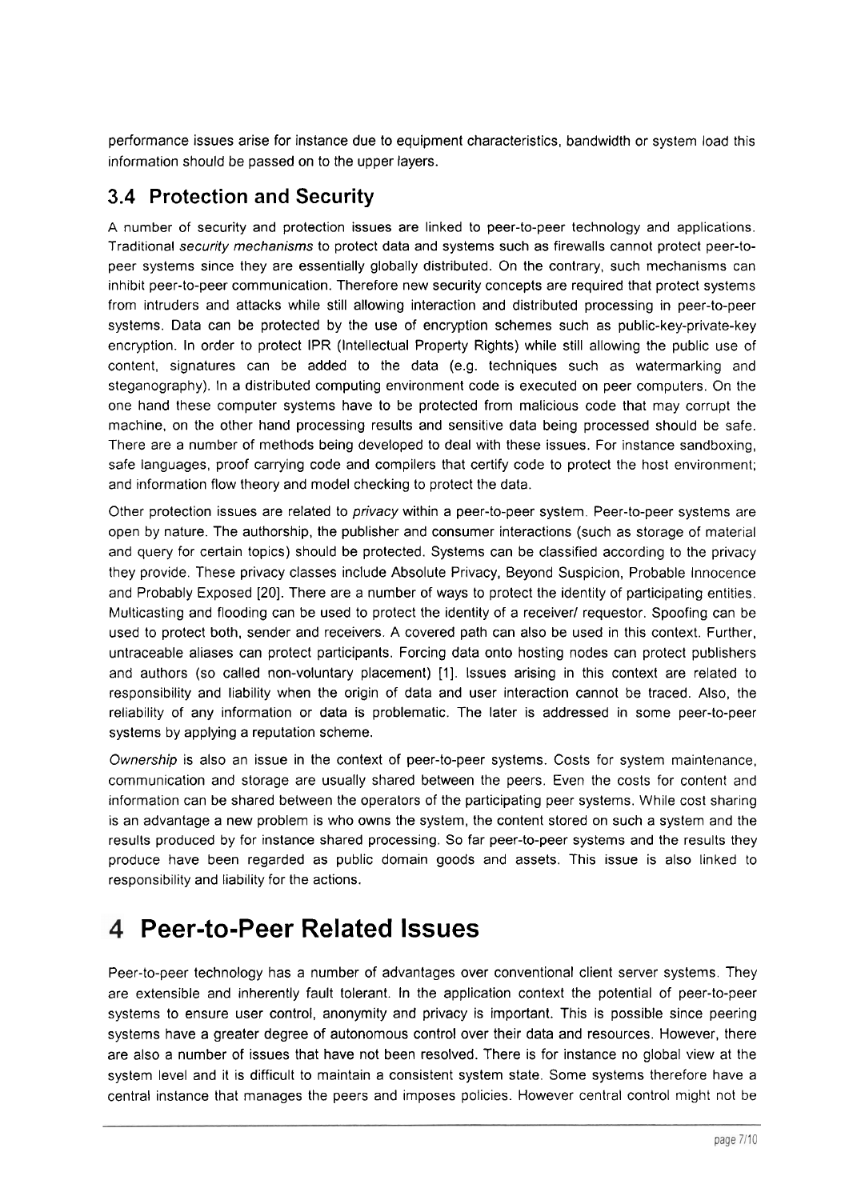performance issues arise for instance due to equipment characteristics, bandwidth or system load this information should be passed on to the upper layers.

## 3.4 Protection and Security

A number of security and protection issues are linked to peer-to-peer technology and applications. Traditional *security mechanisms* to protect data and systems such as firewalls cannot protect peer-to-peer systems since they are essentially globally distributed. On the contrary, such mechanisms can inhibit peer-to-peer communication. Therefore new security concepts are required that protect systems from intruders and attacks while still allowing interaction and distributed processing in peer-to-peer systems. Data can be protected by the use of encryption schemes such as public-key-private-key encryption. In order to protect IPR (Intellectual Property Rights) while still allowing the public use of content, signatures can be added to the data (e.g. techniques such as watermarking and steganography). In a distributed computing environment code is executed on peer computers. On the one hand these computer systems have to be protected from malicious code that may corrupt the machine, on the other hand processing results and sensitive data being processed should be safe. There are a number of methods being developed to deal with these issues. For instance sandboxing, safe languages, proof carrying code and compilers that certify code to protect the host environment; and information flow theory and model checking to protect the data.

Other protection issues are related to *privacy* within a peer-to-peer system. Peer-to-peer systems are open by nature. The authorship, the publisher and consumer interactions (such as storage of material and query for certain topics) should be protected. Systems can be classified according to the privacy they provide. These privacy classes include Absolute Privacy, Beyond Suspicion, Probable Innocence and Probably Exposed [20]. There are a number of ways to protect the identity of participating entities. Multicasting and flooding can be used to protect the identity of a receiver/ requestor. Spoofing can be used to protect both, sender and receivers. A covered path can also be used in this context. Further, untraceable aliases can protect participants. Forcing data onto hosting nodes can protect publishers and authors (so called non-voluntary placement) [1]. Issues arising in this context are related to responsibility and liability when the origin of data and user interaction cannot be traced. Also, the reliability of any information or data is problematic. The later is addressed in some peer-to-peer systems by applying a reputation scheme.

*Ownership* is also an issue in the context of peer-to-peer systems. Costs for system maintenance, communication and storage are usually shared between the peers. Even the costs for content and information can be shared between the operators of the participating peer systems. While cost sharing is an advantage a new problem is who owns the system, the content stored on such a system and the results produced by for instance shared processing. So far peer-to-peer systems and the results they produce have been regarded as public domain goods and assets. This issue is also linked to responsibility and liability for the actions.

# 4 Peer-to-Peer Related Issues

Peer-to-peer technology has a number of advantages over conventional client server systems. They are extensible and inherently fault tolerant. In the application context the potential of peer-to-peer systems to ensure user control, anonymity and privacy is important. This is possible since peering systems have a greater degree of autonomous control over their data and resources. However, there are also a number of issues that have not been resolved. There is for instance no global view at the system level and it is difficult to maintain a consistent system state. Some systems therefore have a central instance that manages the peers and imposes policies. However central control might not be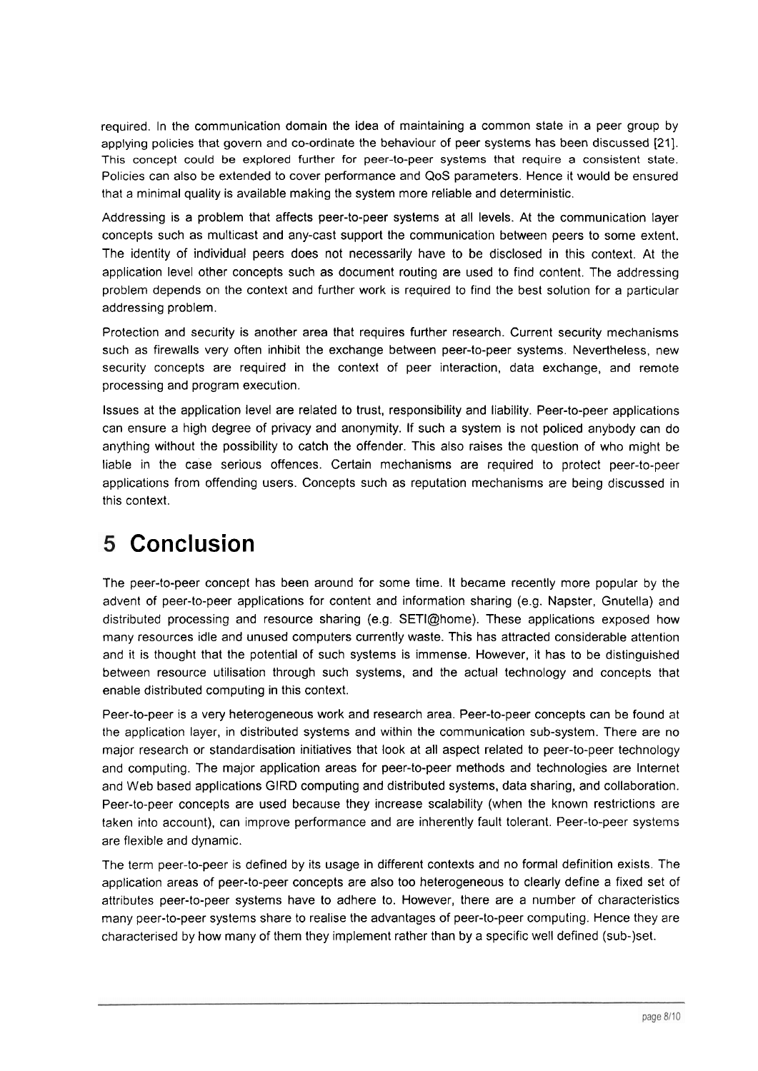required. In the communication domain the idea of maintaining a common state in a peer group by applying policies that govern and co-ordinate the behaviour of peer systems has been discussed [21]. This concept could be explored further for peer-to-peer systems that require a consistent state. Policies can also be extended to cover performance and QoS parameters. Hence it would be ensured that a minimal quality is available making the system more reliable and deterministic.

Addressing is a problem that affects peer-to-peer systems at all levels. At the communication layer concepts such as multicast and any-cast support the communication between peers to some extent. The identity of individual peers does not necessarily have to be disclosed in this context. At the application level other concepts such as document routing are used to find content. The addressing problem depends on the context and further work is required to find the best solution for a particular addressing problem.

Protection and security is another area that requires further research. Current security mechanisms such as firewalls very often inhibit the exchange between peer-to-peer systems. Nevertheless, new security concepts are required in the context of peer interaction, data exchange, and remote processing and program execution.

Issues at the application level are related to trust, responsibility and liability. Peer-to-peer applications can ensure a high degree of privacy and anonymity. If such a system is not policed anybody can do anything without the possibility to catch the offender. This also raises the question of who might be liable in the case serious offences. Certain mechanisms are required to protect peer-to-peer applications from offending users. Concepts such as reputation mechanisms are being discussed in this context.

# 5 Conclusion

The peer-to-peer concept has been around for some time. It became recently more popular by the advent of peer-to-peer applications for content and information sharing (e.g. Napster, Gnutella) and distributed processing and resource sharing (e.g. SETI@home). These applications exposed how many resources idle and unused computers currently waste. This has attracted considerable attention and it is thought that the potential of such systems is immense. However, it has to be distinguished between resource utilisation through such systems, and the actual technology and concepts that enable distributed computing in this context.

Peer-to-peer is a very heterogeneous work and research area. Peer-to-peer concepts can be found at the application layer, in distributed systems and within the communication sub-system. There are no major research or standardisation initiatives that look at all aspect related to peer-to-peer technology and computing. The major application areas for peer-to-peer methods and technologies are Internet and Web based applications GIRD computing and distributed systems, data sharing, and collaboration. Peer-to-peer concepts are used because they increase scalability (when the known restrictions are taken into account), can improve performance and are inherently fault tolerant. Peer-to-peer systems are flexible and dynamic.

The term peer-to-peer is defined by its usage in different contexts and no formal definition exists. The application areas of peer-to-peer concepts are also too heterogeneous to clearly define a fixed set of attributes peer-to-peer systems have to adhere to. However, there are a number of characteristics many peer-to-peer systems share to realise the advantages of peer-to-peer computing. Hence they are characterised by how many of them they implement rather than by a specific well defined (sub-)set.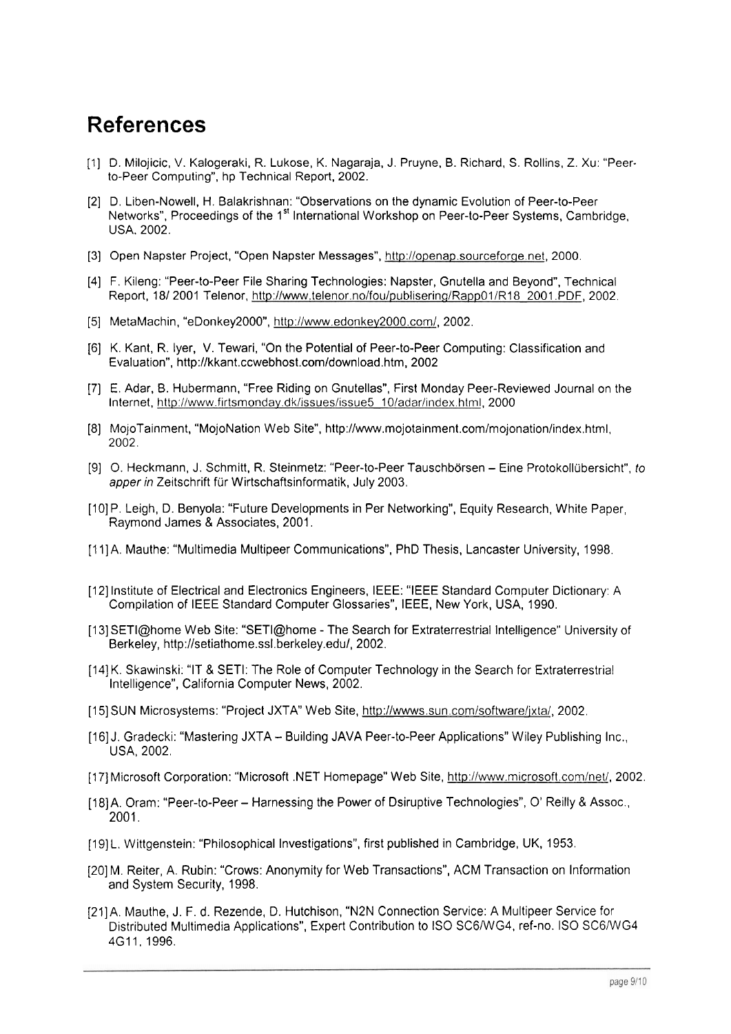# References

[1] D. Milojicic, V. Kalogeraki, R. Lukose, K. Nagaraja, J. Pruyne, B. Richard, S. Rollins, Z. Xu: "Peer-to-Peer Computing", hp Technical Report, 2002.

[2] D. Liben-Nowell, H. Balakrishnan: "Observations on the dynamic Evolution of Peer-to-Peer Networks", Proceedings of the 1st International Workshop on Peer-to-Peer Systems, Cambridge, USA, 2002.

[3] Open Napster Project, "Open Napster Messages", http://openap.sourceforge.net, 2000.

[4] F. Kileng: "Peer-to-Peer File Sharing Technologies: Napster, Gnutella and Beyond", Technical Report, 18/ 2001 Telenor, http://www.telenor.no/fou/publisering/Rapp01/R18_2001.PDF, 2002.

[5] MetaMachin, "eDonkey2000", http://www.edonkey2000.com/, 2002.

[6] K. Kant, R. Iyer, V. Tewari, "On the Potential of Peer-to-Peer Computing: Classification and Evaluation", http://kkant.ccwebhost.com/download.htm, 2002

[7] E. Adar, B. Hubermann, "Free Riding on Gnutellas", First Monday Peer-Reviewed Journal on the Internet, http://www.firtsmonday.dk/issues/issue5_10/adar/index.html, 2000

[8] MojoTainment, "MojoNation Web Site", http://www.mojotainment.com/mojonation/index.html, 2002.

[9] O. Heckmann, J. Schmitt, R. Steinmetz: "Peer-to-Peer Tauschbörsen – Eine Protokollübersicht", *to apper in* Zeitschrift für Wirtschaftsinformatik, July 2003.

[10] P. Leigh, D. Benyola: "Future Developments in Per Networking", Equity Research, White Paper, Raymond James & Associates, 2001.

[11] A. Mauthe: "Multimedia Multipeer Communications", PhD Thesis, Lancaster University, 1998.

[12] Institute of Electrical and Electronics Engineers, IEEE: "IEEE Standard Computer Dictionary: A Compilation of IEEE Standard Computer Glossaries", IEEE, New York, USA, 1990.

[13] SETI@home Web Site: "SETI@home - The Search for Extraterrestrial Intelligence" University of Berkeley, http://setiathome.ssl.berkeley.edu/, 2002.

[14] K. Skawinski: "IT & SETI: The Role of Computer Technology in the Search for Extraterrestrial Intelligence", California Computer News, 2002.

[15] SUN Microsystems: "Project JXTA" Web Site, http://wwws.sun.com/software/jxta/, 2002.

[16] J. Gradecki: "Mastering JXTA – Building JAVA Peer-to-Peer Applications" Wiley Publishing Inc., USA, 2002.

[17] Microsoft Corporation: "Microsoft .NET Homepage" Web Site, http://www.microsoft.com/net/, 2002.

[18] A. Oram: "Peer-to-Peer – Harnessing the Power of Dsiruptive Technologies", O' Reilly & Assoc., 2001.

[19] L. Wittgenstein: "Philosophical Investigations", first published in Cambridge, UK, 1953.

[20] M. Reiter, A. Rubin: "Crows: Anonymity for Web Transactions", ACM Transaction on Information and System Security, 1998.

[21] A. Mauthe, J. F. d. Rezende, D. Hutchison, "N2N Connection Service: A Multipeer Service for Distributed Multimedia Applications", Expert Contribution to ISO SC6/WG4, ref-no. ISO SC6/WG4 4G11, 1996.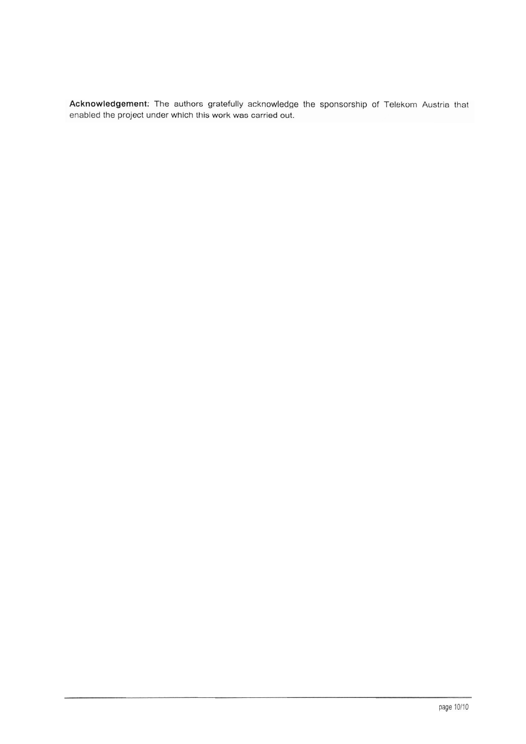**Acknowledgement:** The authors gratefully acknowledge the sponsorship of Telekom Austria that enabled the project under which this work was carried out.